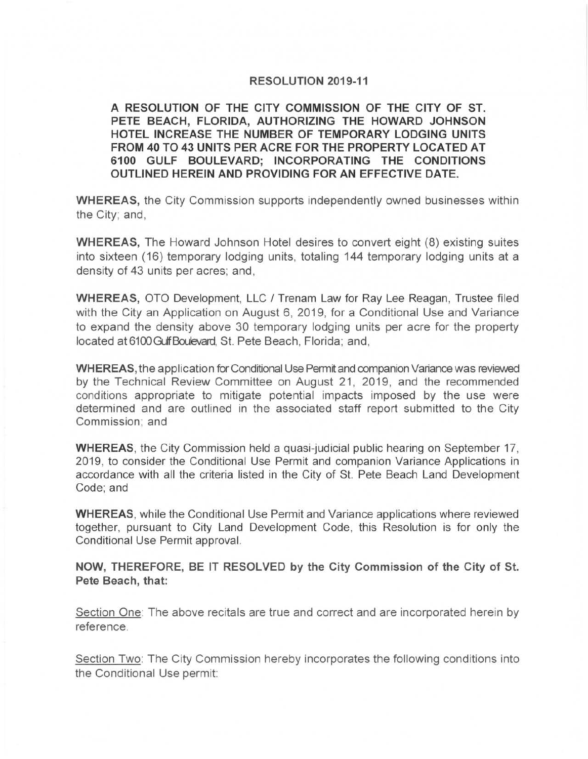# RESOLUTION 2019-11

**A RESOLUTION OF THE CITY COMMISSION OF THE CITY OF ST. PETE BEACH, FLORIDA, AUTHORIZING THE HOWARD JOHNSON HOTEL INCREASE THE NUMBER OF TEMPORARY LODGING UNITS FROM 40 TO 43 UNITS PER ACRE FOR THE PROPERTY LOCATED AT 6100 GULF BOULEVARD; INCORPORATING THE CONDITIONS OUTLINED HEREIN AND PROVIDING FOR AN EFFECTIVE DATE.**

**WHEREAS,** the City Commission supports independently owned businesses within the City; and,

**WHEREAS,** The Howard Johnson Hotel desires to convert eight (8) existing suites into sixteen (16) temporary lodging units, totaling 144 temporary lodging units at a density of 43 units per acres; and,

**WHEREAS,** OTO Development, LLC / Trenam Law for Ray Lee Reagan, Trustee filed with the City an Application on August 6, 2019, for a Conditional Use and Variance to expand the density above 30 temporary lodging units per acre for the property located at 6100 Gulf Boulevard, St. Pete Beach, Florida; and,

**WHEREAS,** the application for Conditional Use Permit and companion Variance was reviewed by the Technical Review Committee on August 21, 2019, and the recommended conditions appropriate to mitigate potential impacts imposed by the use were determined and are outlined in the associated staff report submitted to the City Commission; and

**WHEREAS**, the City Commission held a quasi-judicial public hearing on September 17, 2019, to consider the Conditional Use Permit and companion Variance Applications in accordance with all the criteria listed in the City of St. Pete Beach Land Development Code; and

**WHEREAS**, while the Conditional Use Permit and Variance applications where reviewed together, pursuant to City Land Development Code, this Resolution is for only the Conditional Use Permit approval.

**NOW, THEREFORE, BE IT RESOLVED by the City Commission of the City of St. Pete Beach, that:**

Section One: The above recitals are true and correct and are incorporated herein by reference.

Section Two: The City Commission hereby incorporates the following conditions into the Conditional Use permit: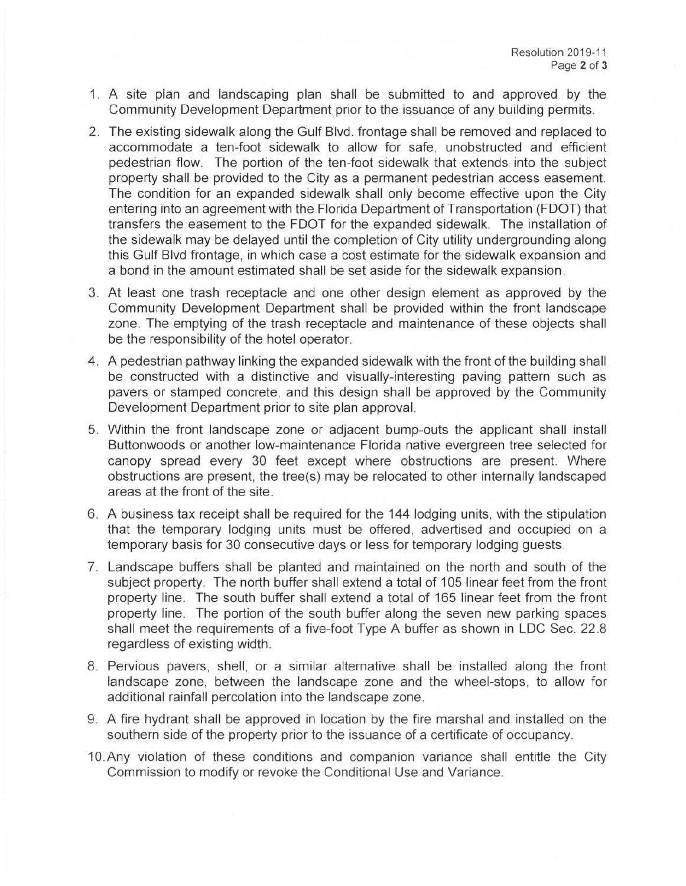1. A site plan and landscaping plan shall be submitted to and approved by the Community Development Department prior to the issuance of any building permits.
2. The existing sidewalk along the Gulf Blvd. frontage shall be removed and replaced to accommodate a ten-foot sidewalk to allow for safe, unobstructed and efficient pedestrian flow. The portion of the ten-foot sidewalk that extends into the subject property shall be provided to the City as a permanent pedestrian access easement. The condition for an expanded sidewalk shall only become effective upon the City entering into an agreement with the Florida Department of Transportation (FDOT) that transfers the easement to the FDOT for the expanded sidewalk. The installation of the sidewalk may be delayed until the completion of City utility undergrounding along this Gulf Blvd frontage, in which case a cost estimate for the sidewalk expansion and a bond in the amount estimated shall be set aside for the sidewalk expansion.
3. At least one trash receptacle and one other design element as approved by the Community Development Department shall be provided within the front landscape zone. The emptying of the trash receptacle and maintenance of these objects shall be the responsibility of the hotel operator.
4. A pedestrian pathway linking the expanded sidewalk with the front of the building shall be constructed with a distinctive and visually-interesting paving pattern such as pavers or stamped concrete, and this design shall be approved by the Community Development Department prior to site plan approval.
5. Within the front landscape zone or adjacent bump-outs the applicant shall install Buttonwoods or another low-maintenance Florida native evergreen tree selected for canopy spread every 30 feet except where obstructions are present. Where obstructions are present, the tree(s) may be relocated to other internally landscaped areas at the front of the site.
6. A business tax receipt shall be required for the 144 lodging units, with the stipulation that the temporary lodging units must be offered, advertised and occupied on a temporary basis for 30 consecutive days or less for temporary lodging guests.
7. Landscape buffers shall be planted and maintained on the north and south of the subject property. The north buffer shall extend a total of 105 linear feet from the front property line. The south buffer shall extend a total of 165 linear feet from the front property line. The portion of the south buffer along the seven new parking spaces shall meet the requirements of a five-foot Type A buffer as shown in LDC Sec. 22.8 regardless of existing width.
8. Pervious pavers, shell, or a similar alternative shall be installed along the front landscape zone, between the landscape zone and the wheel-stops, to allow for additional rainfall percolation into the landscape zone.
9. A fire hydrant shall be approved in location by the fire marshal and installed on the southern side of the property prior to the issuance of a certificate of occupancy.
10. Any violation of these conditions and companion variance shall entitle the City Commission to modify or revoke the Conditional Use and Variance.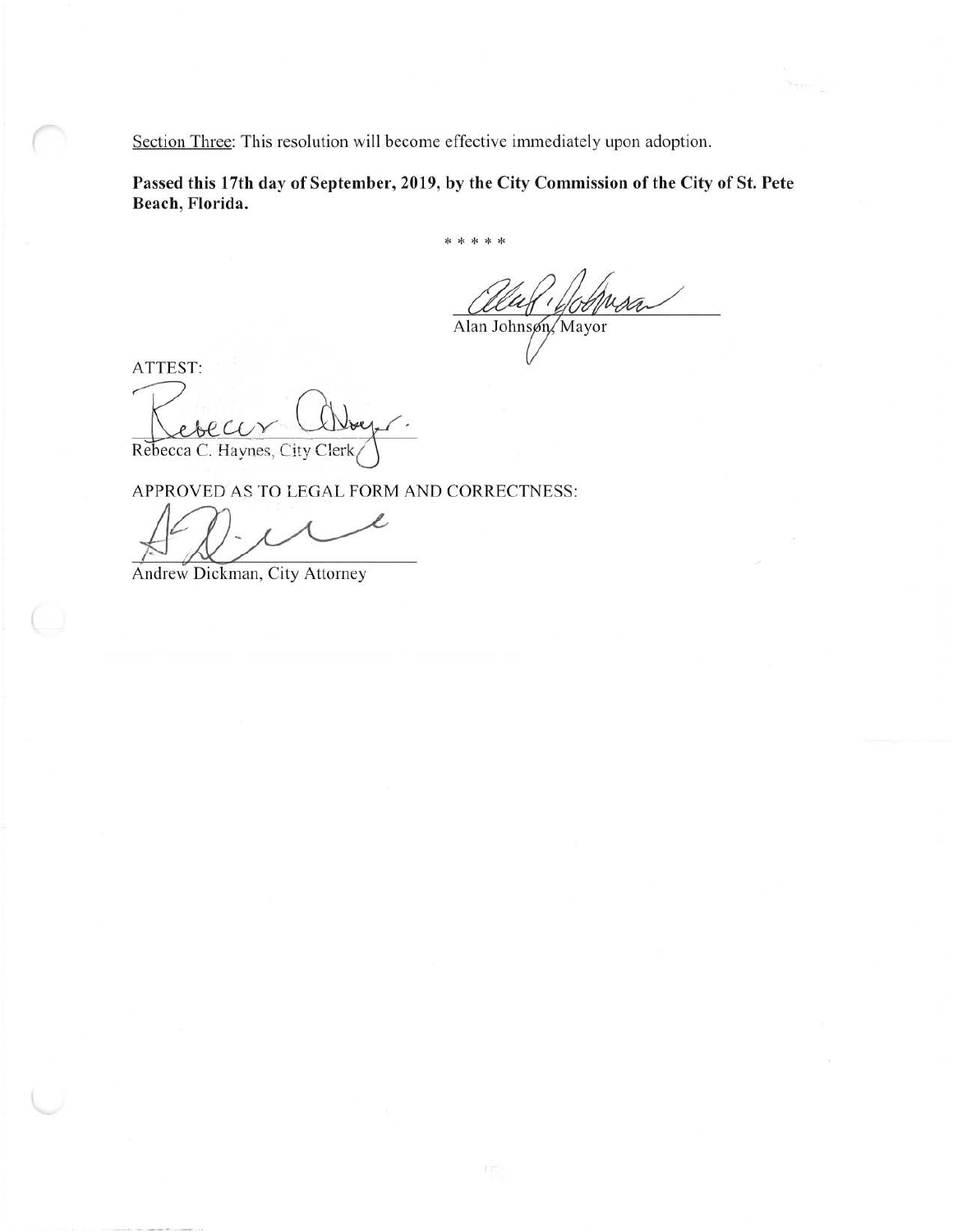Section Three: This resolution will become effective immediately upon adoption.

**Passed this 17th day of September, 2019, by the City Commission of the City of St. Pete Beach, Florida.**

\* \* \* \* \*

Alan Johnson, Mayor

ATTEST:

Rebecca C. Haynes, City Clerk

APPROVED AS TO LEGAL FORM AND CORRECTNESS:

Andrew Dickman, City Attorney